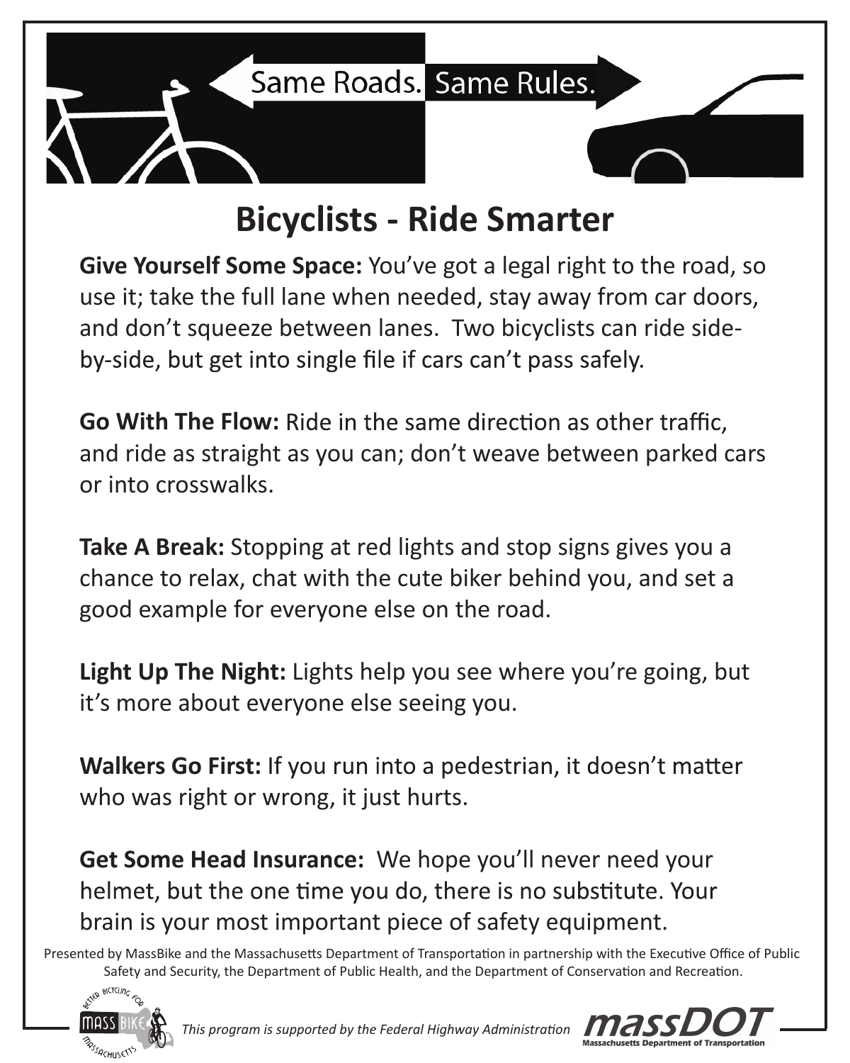Same Roads. Same Rules.

# Bicyclists - Ride Smarter

**Give Yourself Some Space:** You've got a legal right to the road, so use it; take the full lane when needed, stay away from car doors, and don't squeeze between lanes. Two bicyclists can ride side-by-side, but get into single file if cars can't pass safely.

**Go With The Flow:** Ride in the same direction as other traffic, and ride as straight as you can; don't weave between parked cars or into crosswalks.

**Take A Break:** Stopping at red lights and stop signs gives you a chance to relax, chat with the cute biker behind you, and set a good example for everyone else on the road.

**Light Up The Night:** Lights help you see where you're going, but it's more about everyone else seeing you.

**Walkers Go First:** If you run into a pedestrian, it doesn't matter who was right or wrong, it just hurts.

**Get Some Head Insurance:** We hope you'll never need your helmet, but the one time you do, there is no substitute. Your brain is your most important piece of safety equipment.

Presented by MassBike and the Massachusetts Department of Transportation in partnership with the Executive Office of Public Safety and Security, the Department of Public Health, and the Department of Conservation and Recreation.

Better Bicycling for Massachusetts — MASS BIKE

*This program is supported by the Federal Highway Administration*

massDOT — Massachusetts Department of Transportation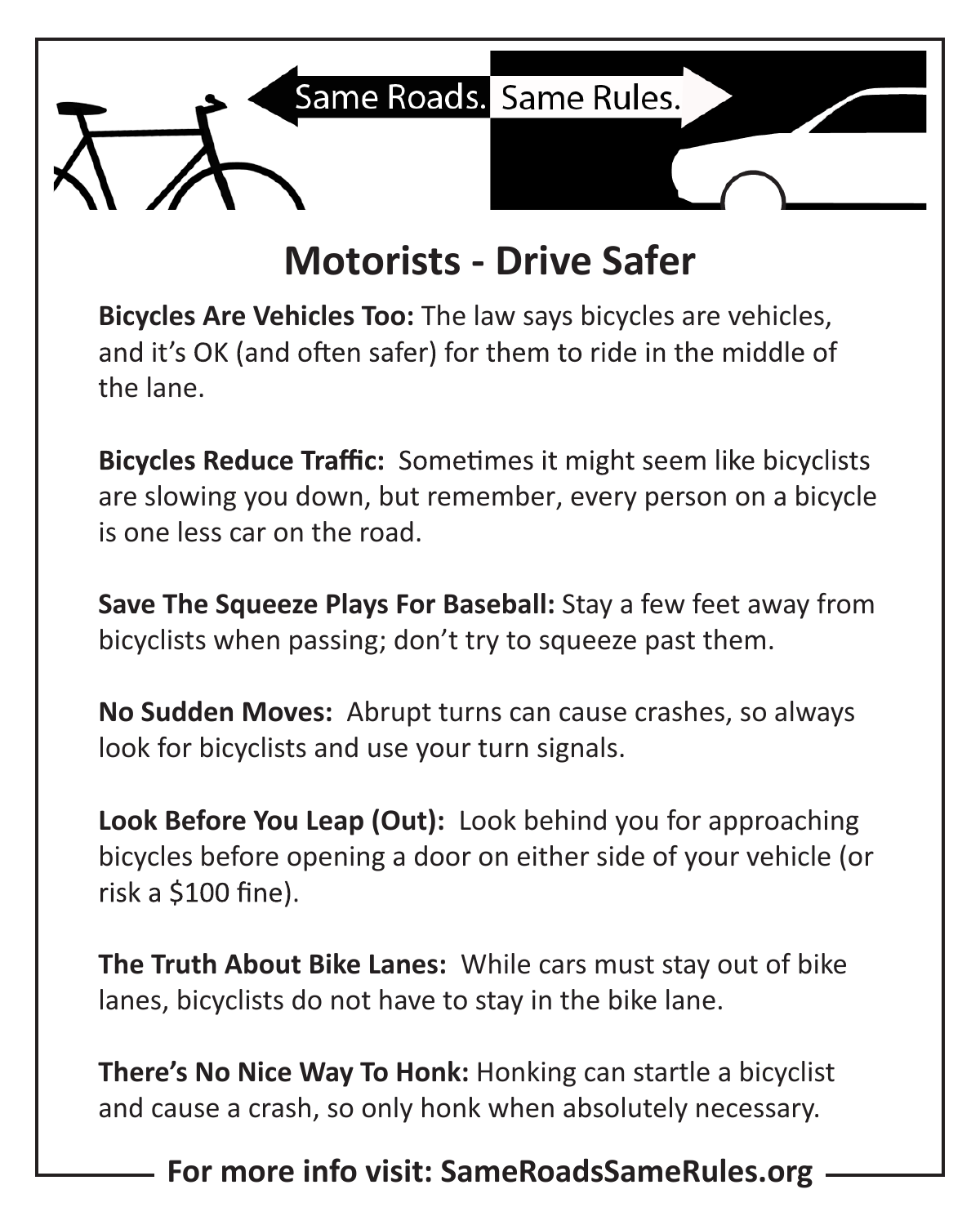Same Roads. Same Rules.

# Motorists - Drive Safer

**Bicycles Are Vehicles Too:** The law says bicycles are vehicles, and it's OK (and often safer) for them to ride in the middle of the lane.

**Bicycles Reduce Traffic:** Sometimes it might seem like bicyclists are slowing you down, but remember, every person on a bicycle is one less car on the road.

**Save The Squeeze Plays For Baseball:** Stay a few feet away from bicyclists when passing; don't try to squeeze past them.

**No Sudden Moves:** Abrupt turns can cause crashes, so always look for bicyclists and use your turn signals.

**Look Before You Leap (Out):** Look behind you for approaching bicycles before opening a door on either side of your vehicle (or risk a $100 fine).

**The Truth About Bike Lanes:** While cars must stay out of bike lanes, bicyclists do not have to stay in the bike lane.

**There's No Nice Way To Honk:** Honking can startle a bicyclist and cause a crash, so only honk when absolutely necessary.

**For more info visit: SameRoadsSameRules.org**